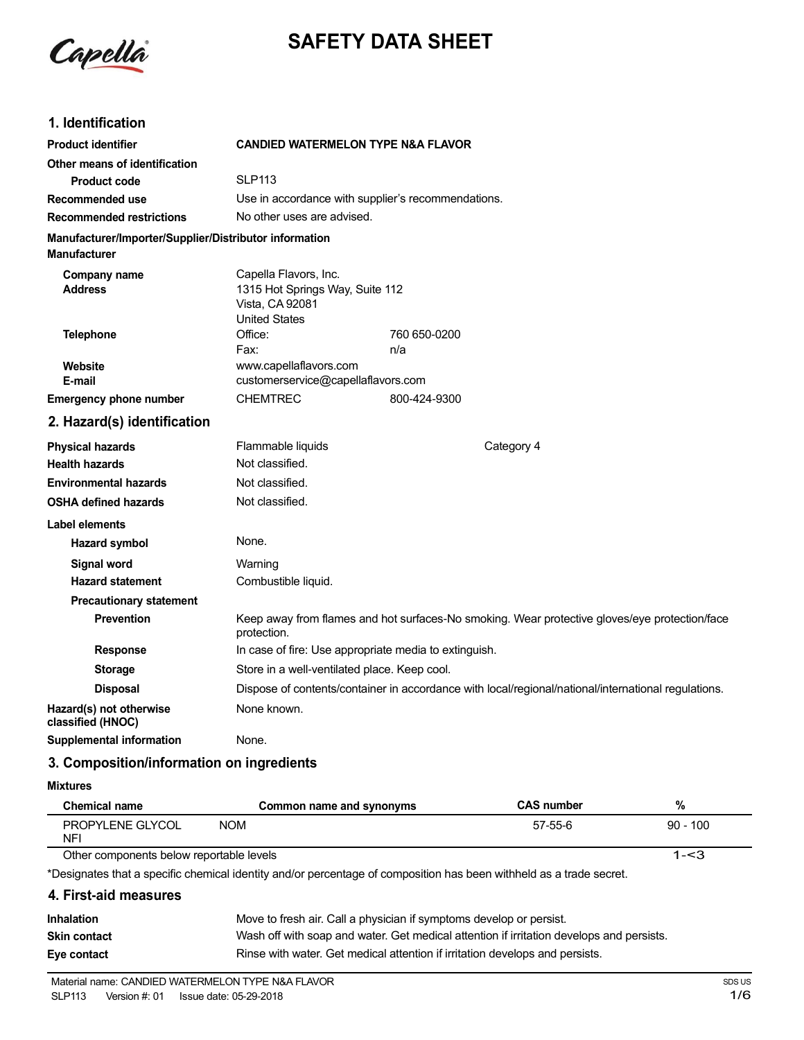# SAFETY DATA SHEET

## 1. Identification

| | |
|---|---|
| **Product identifier** | **CANDIED WATERMELON TYPE N&A FLAVOR** |
| **Other means of identification** | |
| **Product code** | SLP113 |
| **Recommended use** | Use in accordance with supplier's recommendations. |
| **Recommended restrictions** | No other uses are advised. |

**Manufacturer/Importer/Supplier/Distributor information**

**Manufacturer**

| | | |
|---|---|---|
| **Company name** | Capella Flavors, Inc. | |
| **Address** | 1315 Hot Springs Way, Suite 112<br>Vista, CA 92081<br>United States | |
| **Telephone** | Office: | 760 650-0200 |
| | Fax: | n/a |
| **Website** | www.capellaflavors.com | |
| **E-mail** | customerservice@capellaflavors.com | |
| **Emergency phone number** | CHEMTREC | 800-424-9300 |

## 2. Hazard(s) identification

| | | |
|---|---|---|
| **Physical hazards** | Flammable liquids | Category 4 |
| **Health hazards** | Not classified. | |
| **Environmental hazards** | Not classified. | |
| **OSHA defined hazards** | Not classified. | |

**Label elements**

| | |
|---|---|
| **Hazard symbol** | None. |
| **Signal word** | Warning |
| **Hazard statement** | Combustible liquid. |
| **Precautionary statement** | |
| **Prevention** | Keep away from flames and hot surfaces-No smoking. Wear protective gloves/eye protection/face protection. |
| **Response** | In case of fire: Use appropriate media to extinguish. |
| **Storage** | Store in a well-ventilated place. Keep cool. |
| **Disposal** | Dispose of contents/container in accordance with local/regional/national/international regulations. |
| **Hazard(s) not otherwise classified (HNOC)** | None known. |
| **Supplemental information** | None. |

## 3. Composition/information on ingredients

**Mixtures**

| Chemical name | Common name and synonyms | CAS number | % |
|---|---|---|---|
| PROPYLENE GLYCOL NFI | NOM | 57-55-6 | 90 - 100 |
| Other components below reportable levels | | | 1-<3 |

*Designates that a specific chemical identity and/or percentage of composition has been withheld as a trade secret.

## 4. First-aid measures

| | |
|---|---|
| **Inhalation** | Move to fresh air. Call a physician if symptoms develop or persist. |
| **Skin contact** | Wash off with soap and water. Get medical attention if irritation develops and persists. |
| **Eye contact** | Rinse with water. Get medical attention if irritation develops and persists. |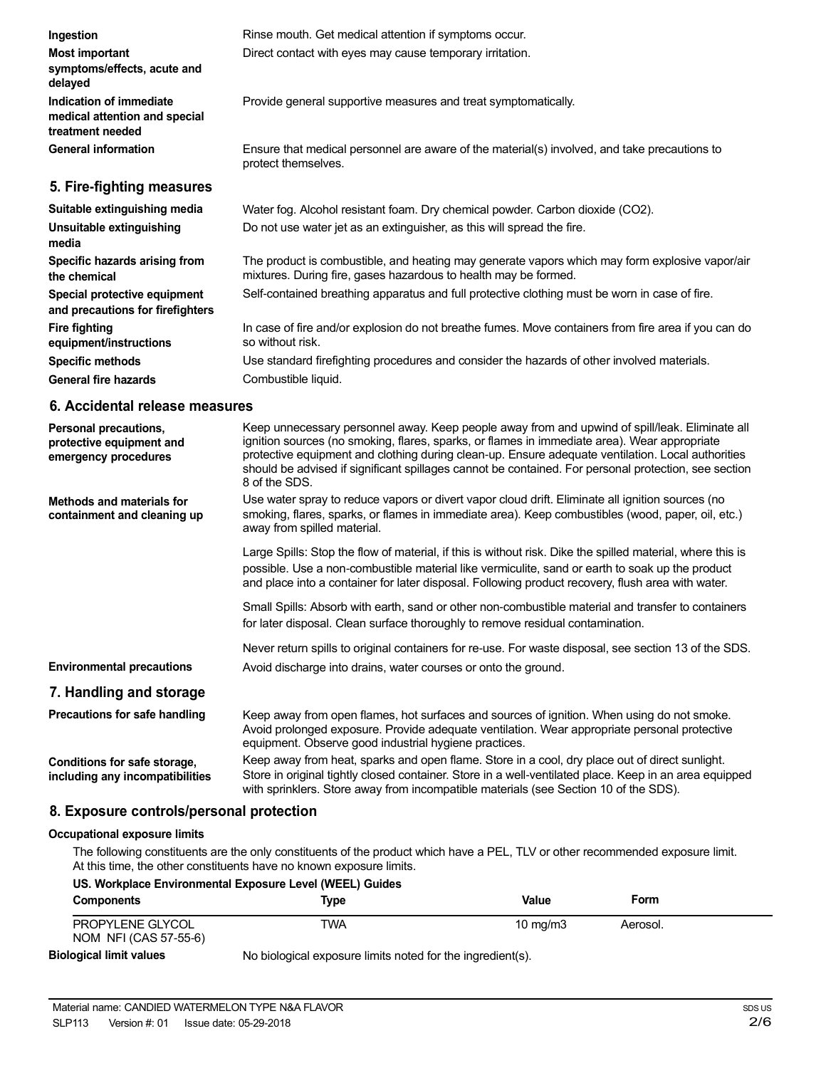**Ingestion** Rinse mouth. Get medical attention if symptoms occur.

**Most important symptoms/effects, acute and delayed** Direct contact with eyes may cause temporary irritation.

**Indication of immediate medical attention and special treatment needed** Provide general supportive measures and treat symptomatically.

**General information** Ensure that medical personnel are aware of the material(s) involved, and take precautions to protect themselves.

## 5. Fire-fighting measures

**Suitable extinguishing media** Water fog. Alcohol resistant foam. Dry chemical powder. Carbon dioxide ($CO_2$).

**Unsuitable extinguishing media** Do not use water jet as an extinguisher, as this will spread the fire.

**Specific hazards arising from the chemical** The product is combustible, and heating may generate vapors which may form explosive vapor/air mixtures. During fire, gases hazardous to health may be formed.

**Special protective equipment and precautions for firefighters** Self-contained breathing apparatus and full protective clothing must be worn in case of fire.

**Fire fighting equipment/instructions** In case of fire and/or explosion do not breathe fumes. Move containers from fire area if you can do so without risk.

**Specific methods** Use standard firefighting procedures and consider the hazards of other involved materials.

**General fire hazards** Combustible liquid.

## 6. Accidental release measures

**Personal precautions, protective equipment and emergency procedures** Keep unnecessary personnel away. Keep people away from and upwind of spill/leak. Eliminate all ignition sources (no smoking, flares, sparks, or flames in immediate area). Wear appropriate protective equipment and clothing during clean-up. Ensure adequate ventilation. Local authorities should be advised if significant spillages cannot be contained. For personal protection, see section 8 of the SDS.

**Methods and materials for containment and cleaning up** Use water spray to reduce vapors or divert vapor cloud drift. Eliminate all ignition sources (no smoking, flares, sparks, or flames in immediate area). Keep combustibles (wood, paper, oil, etc.) away from spilled material.

Large Spills: Stop the flow of material, if this is without risk. Dike the spilled material, where this is possible. Use a non-combustible material like vermiculite, sand or earth to soak up the product and place into a container for later disposal. Following product recovery, flush area with water.

Small Spills: Absorb with earth, sand or other non-combustible material and transfer to containers for later disposal. Clean surface thoroughly to remove residual contamination.

Never return spills to original containers for re-use. For waste disposal, see section 13 of the SDS.

**Environmental precautions** Avoid discharge into drains, water courses or onto the ground.

## 7. Handling and storage

**Precautions for safe handling** Keep away from open flames, hot surfaces and sources of ignition. When using do not smoke. Avoid prolonged exposure. Provide adequate ventilation. Wear appropriate personal protective equipment. Observe good industrial hygiene practices.

**Conditions for safe storage, including any incompatibilities** Keep away from heat, sparks and open flame. Store in a cool, dry place out of direct sunlight. Store in original tightly closed container. Store in a well-ventilated place. Keep in an area equipped with sprinklers. Store away from incompatible materials (see Section 10 of the SDS).

## 8. Exposure controls/personal protection

### Occupational exposure limits

The following constituents are the only constituents of the product which have a PEL, TLV or other recommended exposure limit. At this time, the other constituents have no known exposure limits.

**US. Workplace Environmental Exposure Level (WEEL) Guides**

| Components | Type | Value | Form |
|---|---|---|---|
| PROPYLENE GLYCOL NOM NFI (CAS 57-55-6) | TWA | 10 mg/m3 | Aerosol. |

**Biological limit values** No biological exposure limits noted for the ingredient(s).

Material name: CANDIED WATERMELON TYPE N&A FLAVOR
SLP113 Version #: 01 Issue date: 05-29-2018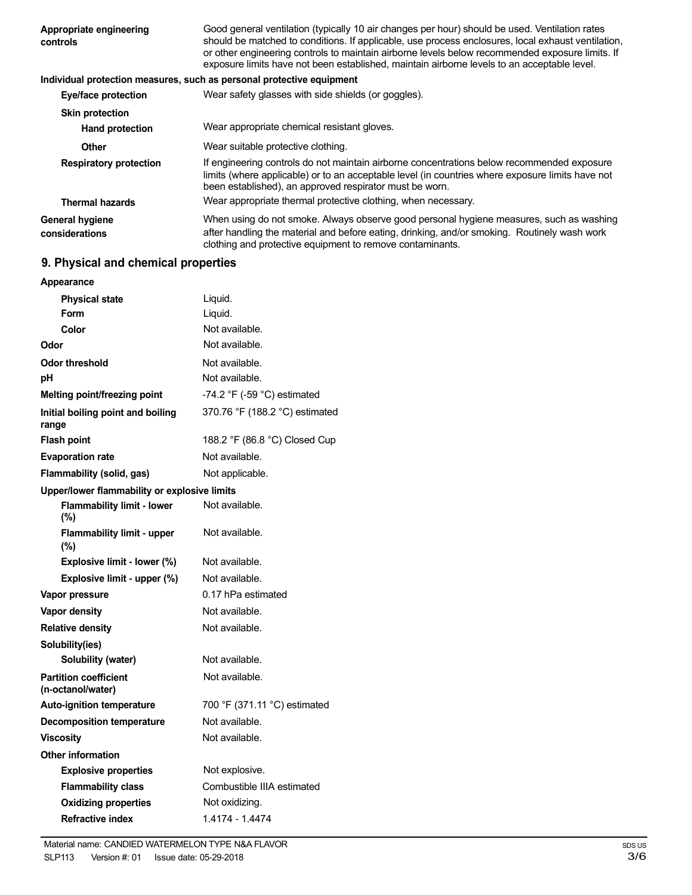| | |
|---|---|
| **Appropriate engineering controls** | Good general ventilation (typically 10 air changes per hour) should be used. Ventilation rates should be matched to conditions. If applicable, use process enclosures, local exhaust ventilation, or other engineering controls to maintain airborne levels below recommended exposure limits. If exposure limits have not been established, maintain airborne levels to an acceptable level. |

**Individual protection measures, such as personal protective equipment**

| | |
|---|---|
| **Eye/face protection** | Wear safety glasses with side shields (or goggles). |
| **Skin protection** | |
| **Hand protection** | Wear appropriate chemical resistant gloves. |
| **Other** | Wear suitable protective clothing. |
| **Respiratory protection** | If engineering controls do not maintain airborne concentrations below recommended exposure limits (where applicable) or to an acceptable level (in countries where exposure limits have not been established), an approved respirator must be worn. |
| **Thermal hazards** | Wear appropriate thermal protective clothing, when necessary. |
| **General hygiene considerations** | When using do not smoke. Always observe good personal hygiene measures, such as washing after handling the material and before eating, drinking, and/or smoking. Routinely wash work clothing and protective equipment to remove contaminants. |

## 9. Physical and chemical properties

| | |
|---|---|
| **Appearance** | |
| **Physical state** | Liquid. |
| **Form** | Liquid. |
| **Color** | Not available. |
| **Odor** | Not available. |
| **Odor threshold** | Not available. |
| **pH** | Not available. |
| **Melting point/freezing point** | -74.2 °F (-59 °C) estimated |
| **Initial boiling point and boiling range** | 370.76 °F (188.2 °C) estimated |
| **Flash point** | 188.2 °F (86.8 °C) Closed Cup |
| **Evaporation rate** | Not available. |
| **Flammability (solid, gas)** | Not applicable. |
| **Upper/lower flammability or explosive limits** | |
| **Flammability limit - lower (%)** | Not available. |
| **Flammability limit - upper (%)** | Not available. |
| **Explosive limit - lower (%)** | Not available. |
| **Explosive limit - upper (%)** | Not available. |
| **Vapor pressure** | 0.17 hPa estimated |
| **Vapor density** | Not available. |
| **Relative density** | Not available. |
| **Solubility(ies)** | |
| **Solubility (water)** | Not available. |
| **Partition coefficient (n-octanol/water)** | Not available. |
| **Auto-ignition temperature** | 700 °F (371.11 °C) estimated |
| **Decomposition temperature** | Not available. |
| **Viscosity** | Not available. |
| **Other information** | |
| **Explosive properties** | Not explosive. |
| **Flammability class** | Combustible IIIA estimated |
| **Oxidizing properties** | Not oxidizing. |
| **Refractive index** | 1.4174 - 1.4474 |

Material name: CANDIED WATERMELON TYPE N&A FLAVOR
SLP113 Version #: 01 Issue date: 05-29-2018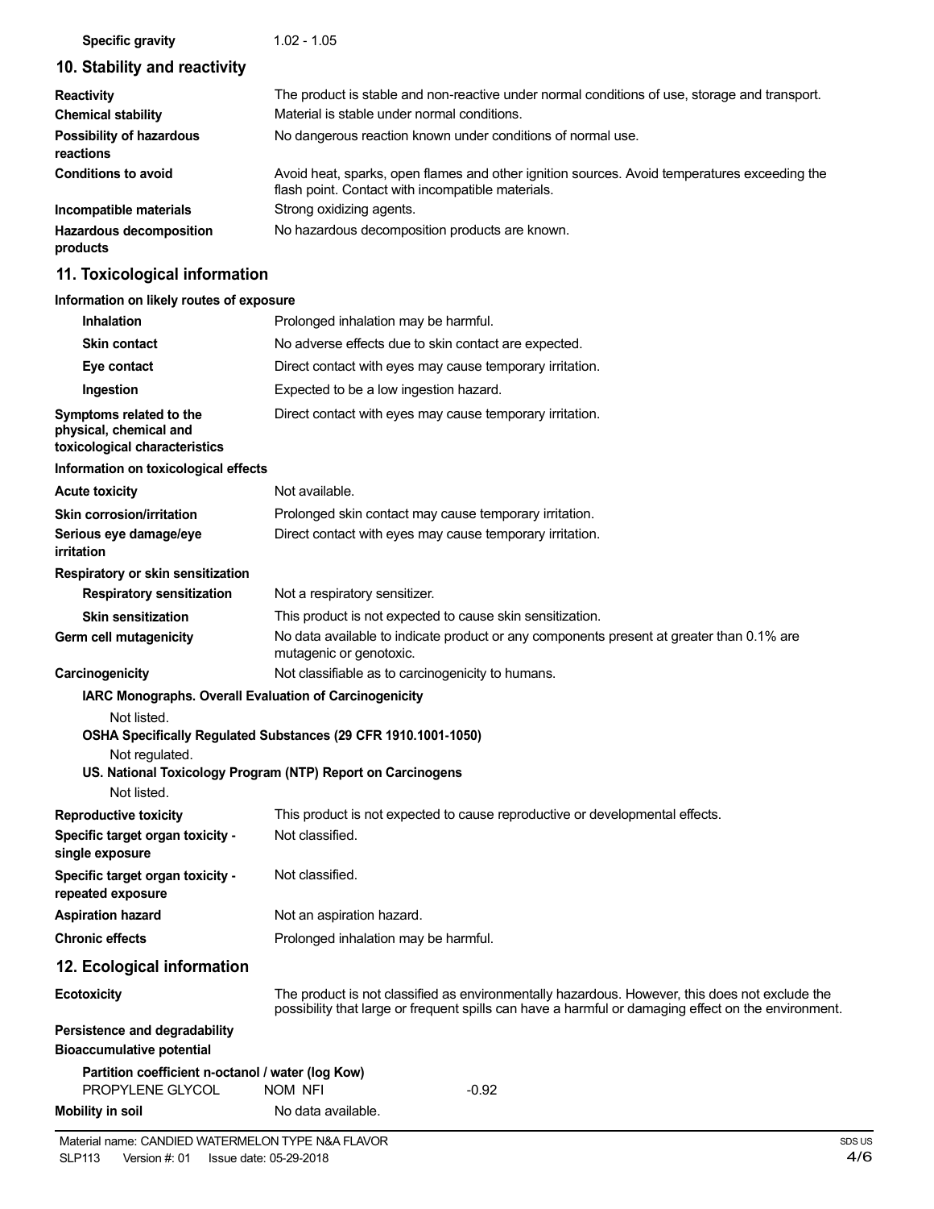| | |
|---|---|
| **Specific gravity** | 1.02 - 1.05 |

## 10. Stability and reactivity

| | |
|---|---|
| **Reactivity** | The product is stable and non-reactive under normal conditions of use, storage and transport. |
| **Chemical stability** | Material is stable under normal conditions. |
| **Possibility of hazardous reactions** | No dangerous reaction known under conditions of normal use. |
| **Conditions to avoid** | Avoid heat, sparks, open flames and other ignition sources. Avoid temperatures exceeding the flash point. Contact with incompatible materials. |
| **Incompatible materials** | Strong oxidizing agents. |
| **Hazardous decomposition products** | No hazardous decomposition products are known. |

## 11. Toxicological information

**Information on likely routes of exposure**

| | |
|---|---|
| **Inhalation** | Prolonged inhalation may be harmful. |
| **Skin contact** | No adverse effects due to skin contact are expected. |
| **Eye contact** | Direct contact with eyes may cause temporary irritation. |
| **Ingestion** | Expected to be a low ingestion hazard. |
| **Symptoms related to the physical, chemical and toxicological characteristics** | Direct contact with eyes may cause temporary irritation. |

**Information on toxicological effects**

| | |
|---|---|
| **Acute toxicity** | Not available. |
| **Skin corrosion/irritation** | Prolonged skin contact may cause temporary irritation. |
| **Serious eye damage/eye irritation** | Direct contact with eyes may cause temporary irritation. |

**Respiratory or skin sensitization**

| | |
|---|---|
| **Respiratory sensitization** | Not a respiratory sensitizer. |
| **Skin sensitization** | This product is not expected to cause skin sensitization. |
| **Germ cell mutagenicity** | No data available to indicate product or any components present at greater than 0.1% are mutagenic or genotoxic. |
| **Carcinogenicity** | Not classifiable as to carcinogenicity to humans. |

**IARC Monographs. Overall Evaluation of Carcinogenicity**

Not listed.

**OSHA Specifically Regulated Substances (29 CFR 1910.1001-1050)**

Not regulated.

**US. National Toxicology Program (NTP) Report on Carcinogens**

Not listed.

| | |
|---|---|
| **Reproductive toxicity** | This product is not expected to cause reproductive or developmental effects. |
| **Specific target organ toxicity - single exposure** | Not classified. |
| **Specific target organ toxicity - repeated exposure** | Not classified. |
| **Aspiration hazard** | Not an aspiration hazard. |
| **Chronic effects** | Prolonged inhalation may be harmful. |

## 12. Ecological information

| | |
|---|---|
| **Ecotoxicity** | The product is not classified as environmentally hazardous. However, this does not exclude the possibility that large or frequent spills can have a harmful or damaging effect on the environment. |

**Persistence and degradability**

**Bioaccumulative potential**

**Partition coefficient n-octanol / water (log Kow)**

| | | |
|---|---|---|
| PROPYLENE GLYCOL | NOM NFI | -0.92 |

| | |
|---|---|
| **Mobility in soil** | No data available. |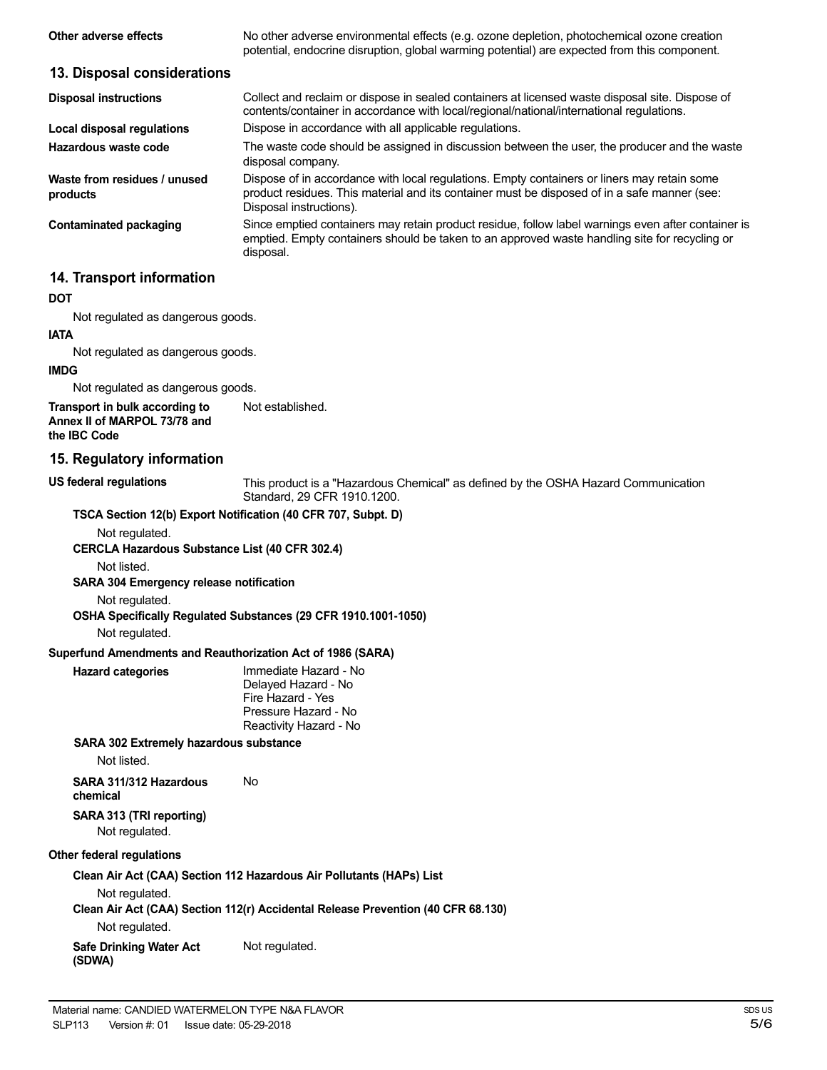**Other adverse effects** No other adverse environmental effects (e.g. ozone depletion, photochemical ozone creation potential, endocrine disruption, global warming potential) are expected from this component.

## 13. Disposal considerations

**Disposal instructions** Collect and reclaim or dispose in sealed containers at licensed waste disposal site. Dispose of contents/container in accordance with local/regional/national/international regulations.

**Local disposal regulations** Dispose in accordance with all applicable regulations.

**Hazardous waste code** The waste code should be assigned in discussion between the user, the producer and the waste disposal company.

**Waste from residues / unused products** Dispose of in accordance with local regulations. Empty containers or liners may retain some product residues. This material and its container must be disposed of in a safe manner (see: Disposal instructions).

**Contaminated packaging** Since emptied containers may retain product residue, follow label warnings even after container is emptied. Empty containers should be taken to an approved waste handling site for recycling or disposal.

## 14. Transport information

**DOT**

Not regulated as dangerous goods.

**IATA**

Not regulated as dangerous goods.

**IMDG**

Not regulated as dangerous goods.

**Transport in bulk according to Annex II of MARPOL 73/78 and the IBC Code** Not established.

## 15. Regulatory information

**US federal regulations** This product is a "Hazardous Chemical" as defined by the OSHA Hazard Communication Standard, 29 CFR 1910.1200.

**TSCA Section 12(b) Export Notification (40 CFR 707, Subpt. D)**

Not regulated.

**CERCLA Hazardous Substance List (40 CFR 302.4)**

Not listed.

**SARA 304 Emergency release notification**

Not regulated.

**OSHA Specifically Regulated Substances (29 CFR 1910.1001-1050)**

Not regulated.

**Superfund Amendments and Reauthorization Act of 1986 (SARA)**

**Hazard categories**
Immediate Hazard - No
Delayed Hazard - No
Fire Hazard - Yes
Pressure Hazard - No
Reactivity Hazard - No

**SARA 302 Extremely hazardous substance**

Not listed.

**SARA 311/312 Hazardous chemical** No

**SARA 313 (TRI reporting)**

Not regulated.

**Other federal regulations**

**Clean Air Act (CAA) Section 112 Hazardous Air Pollutants (HAPs) List**

Not regulated.

**Clean Air Act (CAA) Section 112(r) Accidental Release Prevention (40 CFR 68.130)**

Not regulated.

**Safe Drinking Water Act (SDWA)** Not regulated.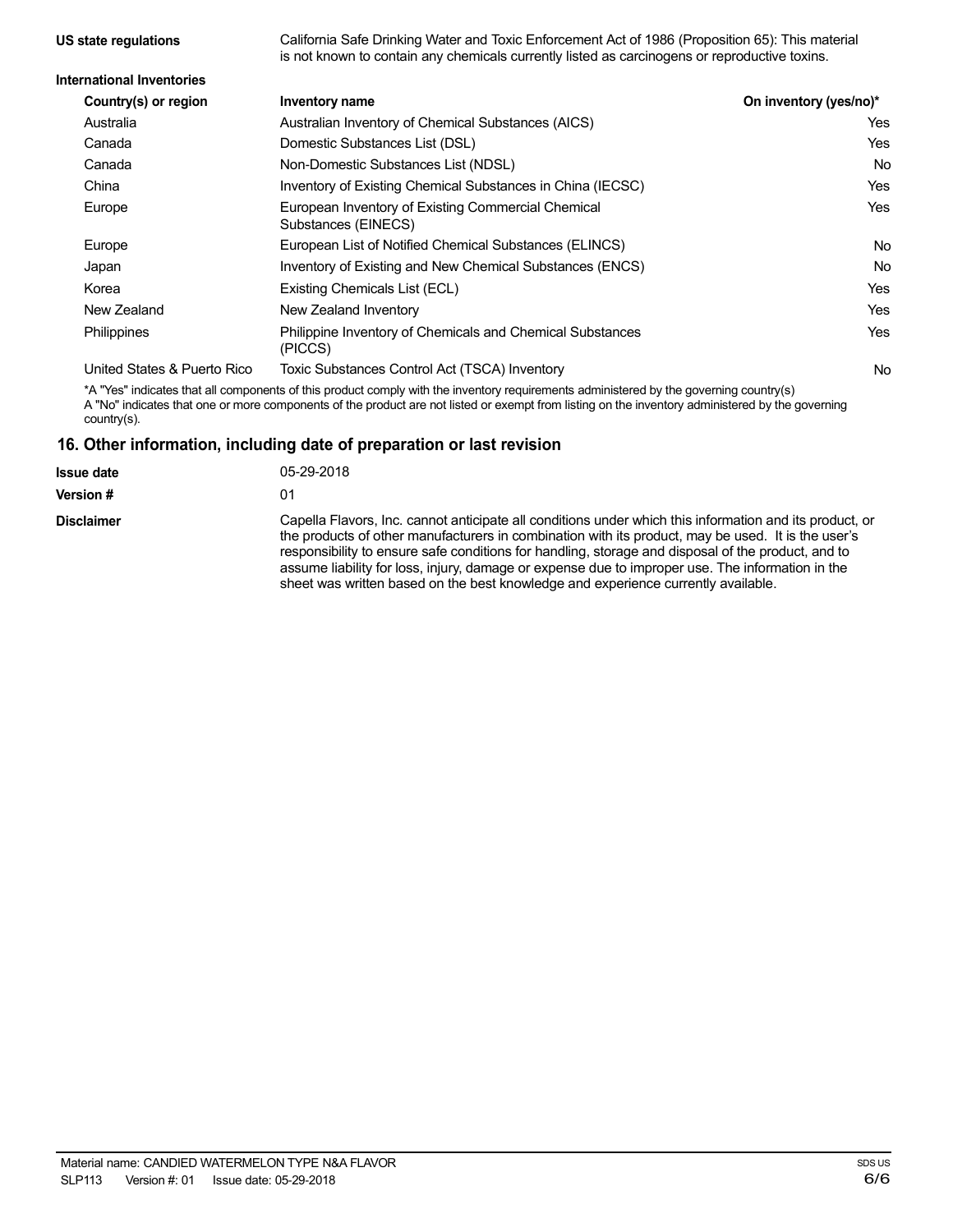**US state regulations** California Safe Drinking Water and Toxic Enforcement Act of 1986 (Proposition 65): This material is not known to contain any chemicals currently listed as carcinogens or reproductive toxins.

**International Inventories**

| Country(s) or region | Inventory name | On inventory (yes/no)* |
|---|---|---|
| Australia | Australian Inventory of Chemical Substances (AICS) | Yes |
| Canada | Domestic Substances List (DSL) | Yes |
| Canada | Non-Domestic Substances List (NDSL) | No |
| China | Inventory of Existing Chemical Substances in China (IECSC) | Yes |
| Europe | European Inventory of Existing Commercial Chemical Substances (EINECS) | Yes |
| Europe | European List of Notified Chemical Substances (ELINCS) | No |
| Japan | Inventory of Existing and New Chemical Substances (ENCS) | No |
| Korea | Existing Chemicals List (ECL) | Yes |
| New Zealand | New Zealand Inventory | Yes |
| Philippines | Philippine Inventory of Chemicals and Chemical Substances (PICCS) | Yes |
| United States & Puerto Rico | Toxic Substances Control Act (TSCA) Inventory | No |

*A "Yes" indicates that all components of this product comply with the inventory requirements administered by the governing country(s)
A "No" indicates that one or more components of the product are not listed or exempt from listing on the inventory administered by the governing country(s).

## 16. Other information, including date of preparation or last revision

**Issue date** 05-29-2018

**Version #** 01

**Disclaimer** Capella Flavors, Inc. cannot anticipate all conditions under which this information and its product, or the products of other manufacturers in combination with its product, may be used. It is the user's responsibility to ensure safe conditions for handling, storage and disposal of the product, and to assume liability for loss, injury, damage or expense due to improper use. The information in the sheet was written based on the best knowledge and experience currently available.